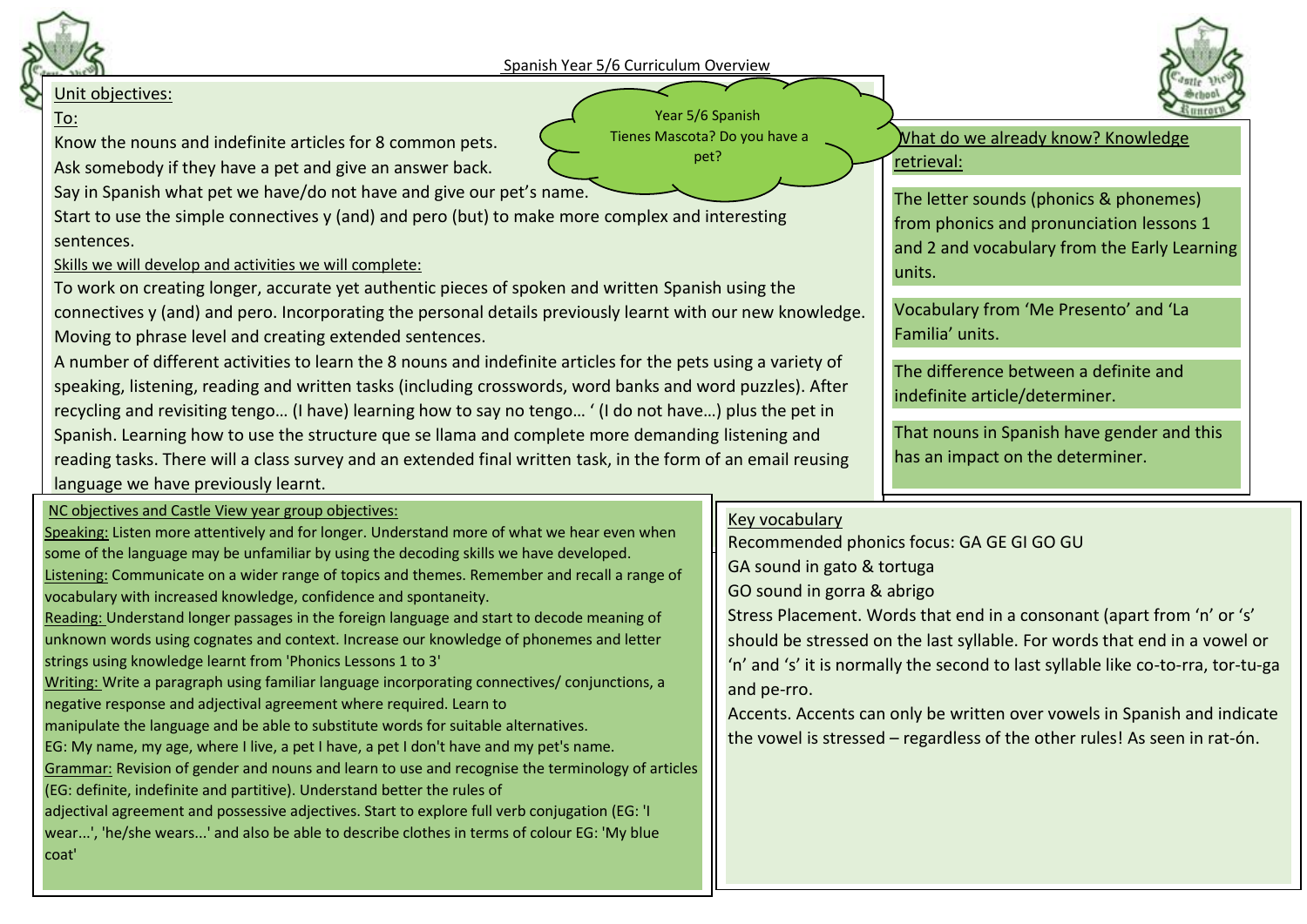# Spanish Year 5/6 Curriculum Overview

Year 5/6 Spanish
Tienes Mascota? Do you have a pet?

## Unit objectives:

To:

Know the nouns and indefinite articles for 8 common pets.

Ask somebody if they have a pet and give an answer back.

Say in Spanish what pet we have/do not have and give our pet's name.

Start to use the simple connectives y (and) and pero (but) to make more complex and interesting sentences.

### Skills we will develop and activities we will complete:

To work on creating longer, accurate yet authentic pieces of spoken and written Spanish using the connectives y (and) and pero. Incorporating the personal details previously learnt with our new knowledge. Moving to phrase level and creating extended sentences.

A number of different activities to learn the 8 nouns and indefinite articles for the pets using a variety of speaking, listening, reading and written tasks (including crosswords, word banks and word puzzles). After recycling and revisiting tengo… (I have) learning how to say no tengo… ' (I do not have…) plus the pet in Spanish. Learning how to use the structure que se llama and complete more demanding listening and reading tasks. There will a class survey and an extended final written task, in the form of an email reusing language we have previously learnt.

## What do we already know? Knowledge retrieval:

The letter sounds (phonics & phonemes) from phonics and pronunciation lessons 1 and 2 and vocabulary from the Early Learning units.

Vocabulary from 'Me Presento' and 'La Familia' units.

The difference between a definite and indefinite article/determiner.

That nouns in Spanish have gender and this has an impact on the determiner.

## NC objectives and Castle View year group objectives:

Speaking: Listen more attentively and for longer. Understand more of what we hear even when some of the language may be unfamiliar by using the decoding skills we have developed.

Listening: Communicate on a wider range of topics and themes. Remember and recall a range of vocabulary with increased knowledge, confidence and spontaneity.

Reading: Understand longer passages in the foreign language and start to decode meaning of unknown words using cognates and context. Increase our knowledge of phonemes and letter strings using knowledge learnt from 'Phonics Lessons 1 to 3'

Writing: Write a paragraph using familiar language incorporating connectives/ conjunctions, a negative response and adjectival agreement where required. Learn to manipulate the language and be able to substitute words for suitable alternatives.
EG: My name, my age, where I live, a pet I have, a pet I don't have and my pet's name.

Grammar: Revision of gender and nouns and learn to use and recognise the terminology of articles (EG: definite, indefinite and partitive). Understand better the rules of adjectival agreement and possessive adjectives. Start to explore full verb conjugation (EG: 'I wear...', 'he/she wears...' and also be able to describe clothes in terms of colour EG: 'My blue coat'

## Key vocabulary

Recommended phonics focus: GA GE GI GO GU

GA sound in gato & tortuga

GO sound in gorra & abrigo

Stress Placement. Words that end in a consonant (apart from 'n' or 's' should be stressed on the last syllable. For words that end in a vowel or 'n' and 's' it is normally the second to last syllable like co-to-rra, tor-tu-ga and pe-rro.

Accents. Accents can only be written over vowels in Spanish and indicate the vowel is stressed – regardless of the other rules! As seen in rat-ón.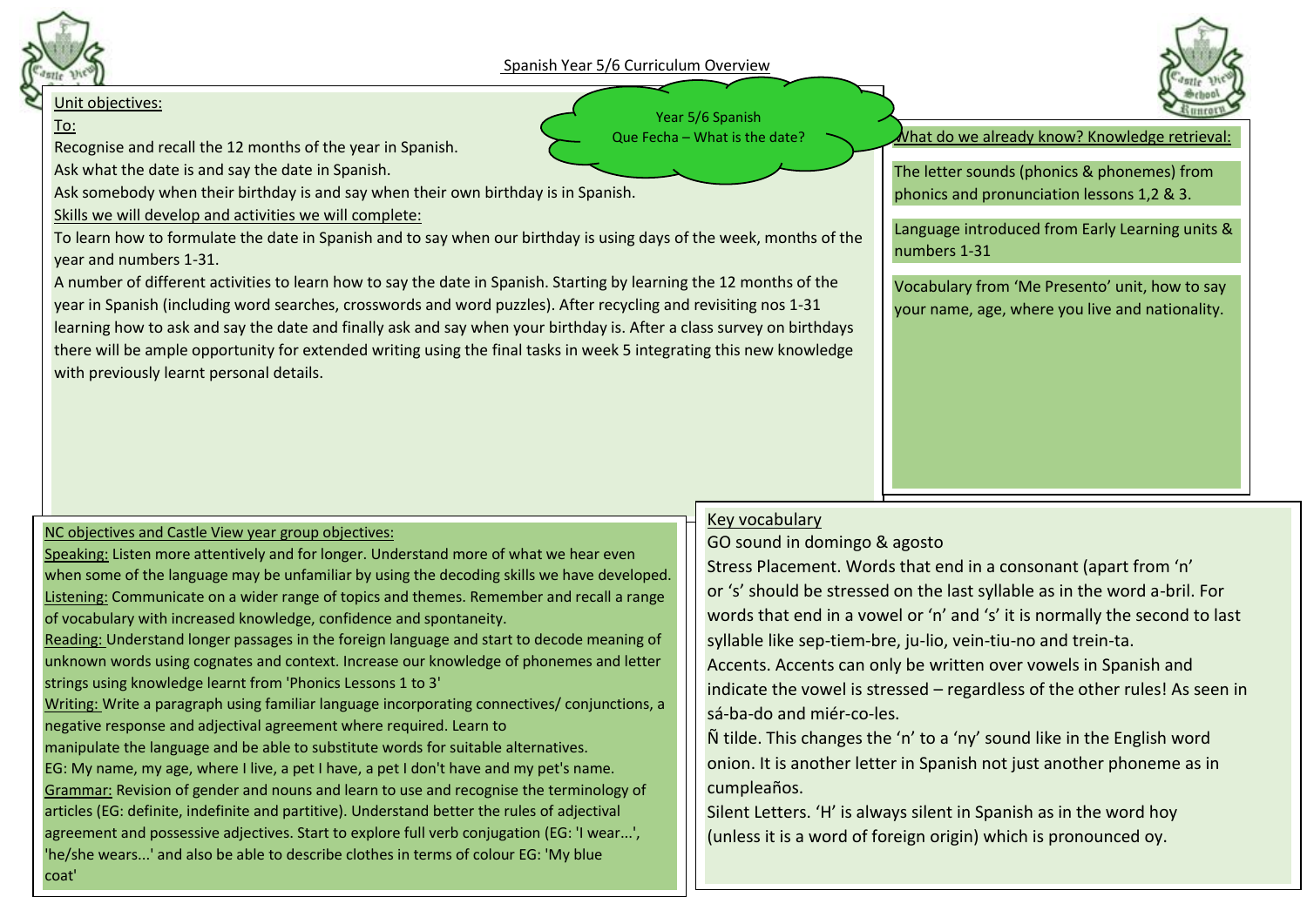# Spanish Year 5/6 Curriculum Overview

**Year 5/6 Spanish**
**Que Fecha – What is the date?**

## Unit objectives:

To:

Recognise and recall the 12 months of the year in Spanish.

Ask what the date is and say the date in Spanish.

Ask somebody when their birthday is and say when their own birthday is in Spanish.

## Skills we will develop and activities we will complete:

To learn how to formulate the date in Spanish and to say when our birthday is using days of the week, months of the year and numbers 1-31.

A number of different activities to learn how to say the date in Spanish. Starting by learning the 12 months of the year in Spanish (including word searches, crosswords and word puzzles). After recycling and revisiting nos 1-31 learning how to ask and say the date and finally ask and say when your birthday is. After a class survey on birthdays there will be ample opportunity for extended writing using the final tasks in week 5 integrating this new knowledge with previously learnt personal details.

## What do we already know? Knowledge retrieval:

The letter sounds (phonics & phonemes) from phonics and pronunciation lessons 1,2 & 3.

Language introduced from Early Learning units & numbers 1-31

Vocabulary from 'Me Presento' unit, how to say your name, age, where you live and nationality.

## NC objectives and Castle View year group objectives:

Speaking: Listen more attentively and for longer. Understand more of what we hear even when some of the language may be unfamiliar by using the decoding skills we have developed.

Listening: Communicate on a wider range of topics and themes. Remember and recall a range of vocabulary with increased knowledge, confidence and spontaneity.

Reading: Understand longer passages in the foreign language and start to decode meaning of unknown words using cognates and context. Increase our knowledge of phonemes and letter strings using knowledge learnt from 'Phonics Lessons 1 to 3'

Writing: Write a paragraph using familiar language incorporating connectives/ conjunctions, a negative response and adjectival agreement where required. Learn to manipulate the language and be able to substitute words for suitable alternatives. EG: My name, my age, where I live, a pet I have, a pet I don't have and my pet's name.

Grammar: Revision of gender and nouns and learn to use and recognise the terminology of articles (EG: definite, indefinite and partitive). Understand better the rules of adjectival agreement and possessive adjectives. Start to explore full verb conjugation (EG: 'I wear...', 'he/she wears...' and also be able to describe clothes in terms of colour EG: 'My blue coat'

## Key vocabulary

GO sound in domingo & agosto

Stress Placement. Words that end in a consonant (apart from 'n' or 's' should be stressed on the last syllable as in the word a-bril. For words that end in a vowel or 'n' and 's' it is normally the second to last syllable like sep-tiem-bre, ju-lio, vein-tiu-no and trein-ta.

Accents. Accents can only be written over vowels in Spanish and indicate the vowel is stressed – regardless of the other rules! As seen in sá-ba-do and miér-co-les.

Ñ tilde. This changes the 'n' to a 'ny' sound like in the English word onion. It is another letter in Spanish not just another phoneme as in cumpleaños.

Silent Letters. 'H' is always silent in Spanish as in the word hoy (unless it is a word of foreign origin) which is pronounced oy.